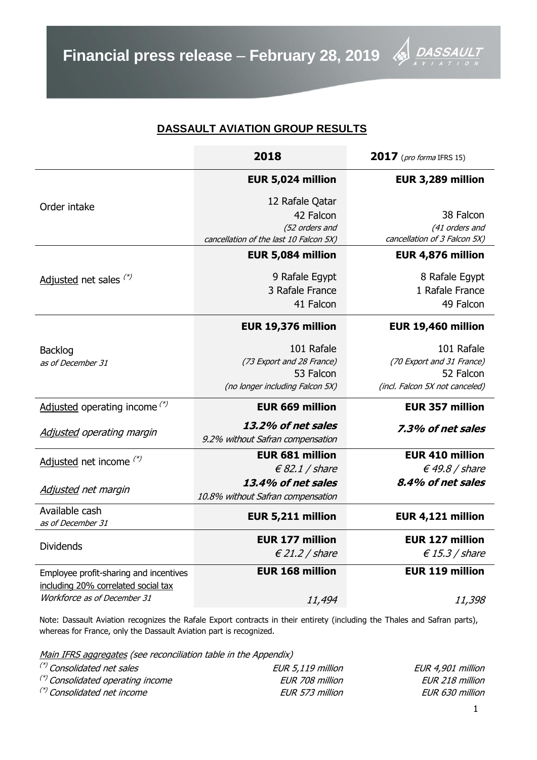# Financial press release – February 28, 2019

## DASSAULT AVIATION GROUP RESULTS

| | 2018 | 2017 (*pro forma* IFRS 15) |
|---|---|---|
| Order intake | **EUR 5,024 million**<br>12 Rafale Qatar<br>42 Falcon<br>*(52 orders and cancellation of the last 10 Falcon 5X)* | **EUR 3,289 million**<br>38 Falcon<br>*(41 orders and cancellation of 3 Falcon 5X)* |
| Adjusted net sales (*) | **EUR 5,084 million**<br>9 Rafale Egypt<br>3 Rafale France<br>41 Falcon | **EUR 4,876 million**<br>8 Rafale Egypt<br>1 Rafale France<br>49 Falcon |
| Backlog<br>*as of December 31* | **EUR 19,376 million**<br>101 Rafale<br>*(73 Export and 28 France)*<br>53 Falcon<br>*(no longer including Falcon 5X)* | **EUR 19,460 million**<br>101 Rafale<br>*(70 Export and 31 France)*<br>52 Falcon<br>*(incl. Falcon 5X not canceled)* |
| Adjusted operating income (*) | **EUR 669 million** | **EUR 357 million** |
| *Adjusted operating margin* | ***13.2% of net sales***<br>*9.2% without Safran compensation* | ***7.3% of net sales*** |
| Adjusted net income (*) | **EUR 681 million**<br>*€ 82.1 / share* | **EUR 410 million**<br>*€ 49.8 / share* |
| *Adjusted net margin* | ***13.4% of net sales***<br>*10.8% without Safran compensation* | ***8.4% of net sales*** |
| Available cash<br>*as of December 31* | **EUR 5,211 million** | **EUR 4,121 million** |
| Dividends | **EUR 177 million**<br>*€ 21.2 / share* | **EUR 127 million**<br>*€ 15.3 / share* |
| Employee profit-sharing and incentives including 20% correlated social tax | **EUR 168 million** | **EUR 119 million** |
| *Workforce as of December 31* | *11,494* | *11,398* |

Note: Dassault Aviation recognizes the Rafale Export contracts in their entirety (including the Thales and Safran parts), whereas for France, only the Dassault Aviation part is recognized.

*Main IFRS aggregates (see reconciliation table in the Appendix)*

| | 2018 | 2017 |
|---|---|---|
| *(\*) Consolidated net sales* | *EUR 5,119 million* | *EUR 4,901 million* |
| *(\*) Consolidated operating income* | *EUR 708 million* | *EUR 218 million* |
| *(\*) Consolidated net income* | *EUR 573 million* | *EUR 630 million* |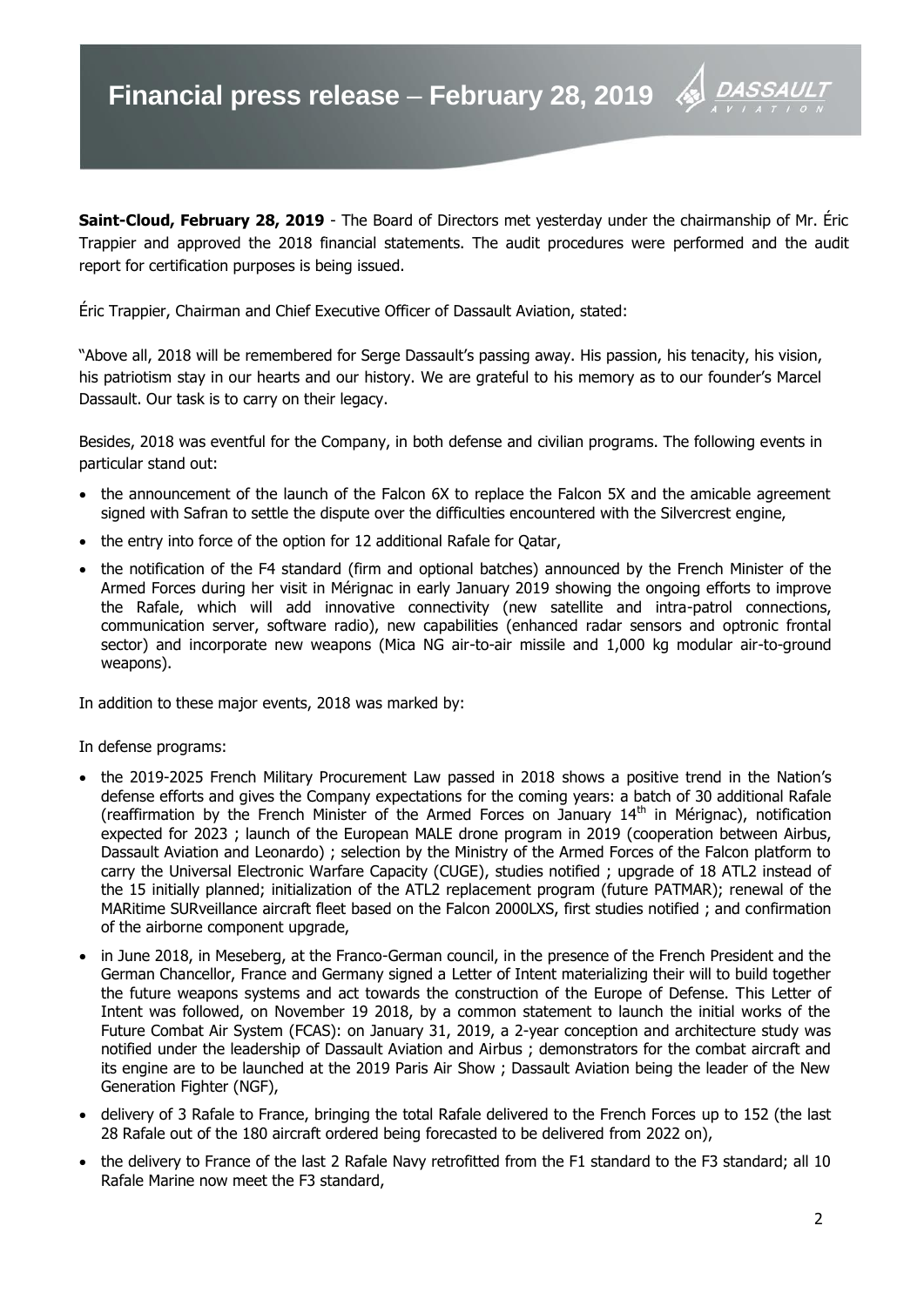**Saint-Cloud, February 28, 2019** - The Board of Directors met yesterday under the chairmanship of Mr. Éric Trappier and approved the 2018 financial statements. The audit procedures were performed and the audit report for certification purposes is being issued.

Éric Trappier, Chairman and Chief Executive Officer of Dassault Aviation, stated:

"Above all, 2018 will be remembered for Serge Dassault's passing away. His passion, his tenacity, his vision, his patriotism stay in our hearts and our history. We are grateful to his memory as to our founder's Marcel Dassault. Our task is to carry on their legacy.

Besides, 2018 was eventful for the Company, in both defense and civilian programs. The following events in particular stand out:

- the announcement of the launch of the Falcon 6X to replace the Falcon 5X and the amicable agreement signed with Safran to settle the dispute over the difficulties encountered with the Silvercrest engine,
- the entry into force of the option for 12 additional Rafale for Qatar,
- the notification of the F4 standard (firm and optional batches) announced by the French Minister of the Armed Forces during her visit in Mérignac in early January 2019 showing the ongoing efforts to improve the Rafale, which will add innovative connectivity (new satellite and intra-patrol connections, communication server, software radio), new capabilities (enhanced radar sensors and optronic frontal sector) and incorporate new weapons (Mica NG air-to-air missile and 1,000 kg modular air-to-ground weapons).

In addition to these major events, 2018 was marked by:

In defense programs:

- the 2019-2025 French Military Procurement Law passed in 2018 shows a positive trend in the Nation's defense efforts and gives the Company expectations for the coming years: a batch of 30 additional Rafale (reaffirmation by the French Minister of the Armed Forces on January 14th in Mérignac), notification expected for 2023 ; launch of the European MALE drone program in 2019 (cooperation between Airbus, Dassault Aviation and Leonardo) ; selection by the Ministry of the Armed Forces of the Falcon platform to carry the Universal Electronic Warfare Capacity (CUGE), studies notified ; upgrade of 18 ATL2 instead of the 15 initially planned; initialization of the ATL2 replacement program (future PATMAR); renewal of the MARitime SURveillance aircraft fleet based on the Falcon 2000LXS, first studies notified ; and confirmation of the airborne component upgrade,
- in June 2018, in Meseberg, at the Franco-German council, in the presence of the French President and the German Chancellor, France and Germany signed a Letter of Intent materializing their will to build together the future weapons systems and act towards the construction of the Europe of Defense. This Letter of Intent was followed, on November 19 2018, by a common statement to launch the initial works of the Future Combat Air System (FCAS): on January 31, 2019, a 2-year conception and architecture study was notified under the leadership of Dassault Aviation and Airbus ; demonstrators for the combat aircraft and its engine are to be launched at the 2019 Paris Air Show ; Dassault Aviation being the leader of the New Generation Fighter (NGF),
- delivery of 3 Rafale to France, bringing the total Rafale delivered to the French Forces up to 152 (the last 28 Rafale out of the 180 aircraft ordered being forecasted to be delivered from 2022 on),
- the delivery to France of the last 2 Rafale Navy retrofitted from the F1 standard to the F3 standard; all 10 Rafale Marine now meet the F3 standard,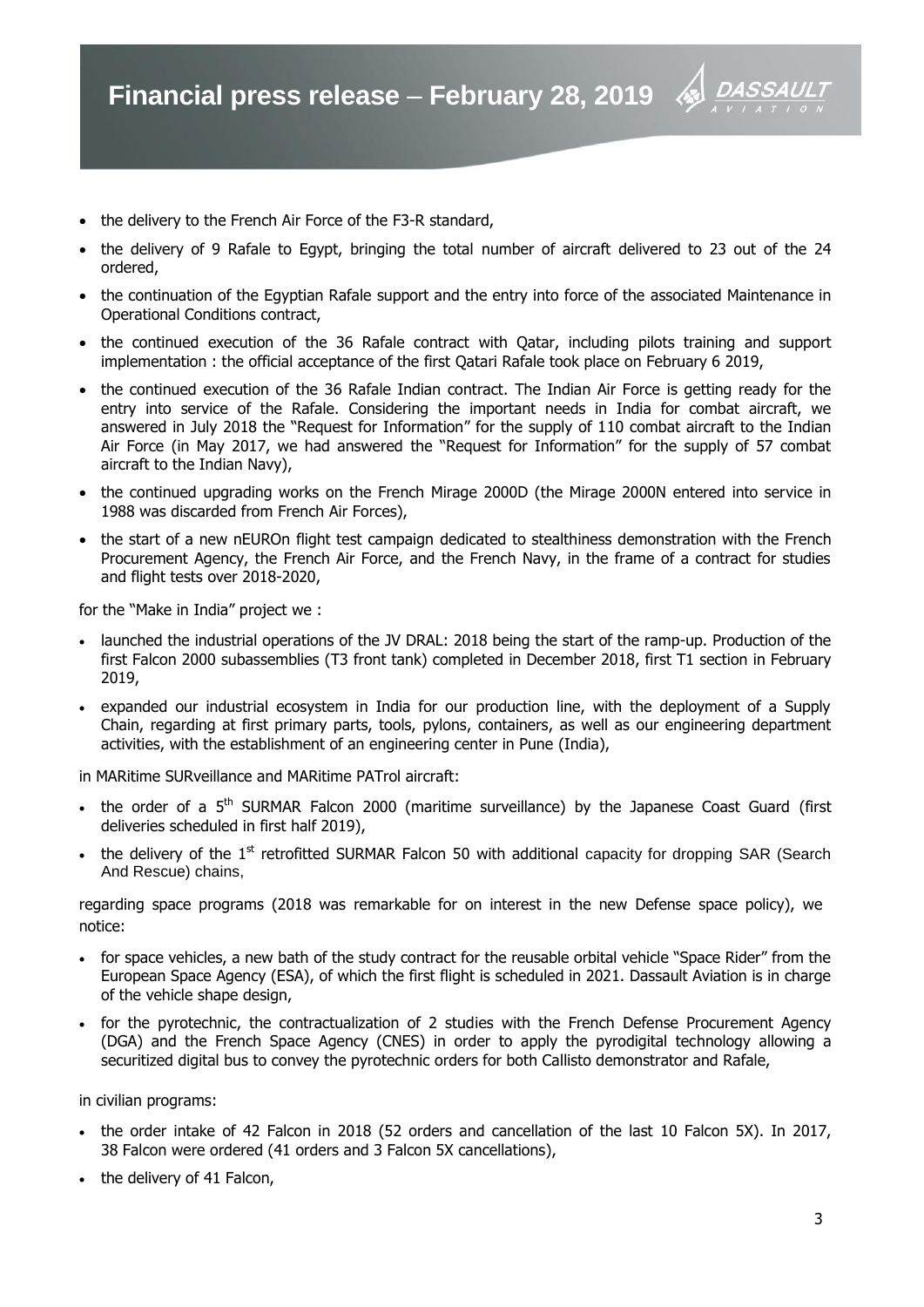- the delivery to the French Air Force of the F3-R standard,
- the delivery of 9 Rafale to Egypt, bringing the total number of aircraft delivered to 23 out of the 24 ordered,
- the continuation of the Egyptian Rafale support and the entry into force of the associated Maintenance in Operational Conditions contract,
- the continued execution of the 36 Rafale contract with Qatar, including pilots training and support implementation : the official acceptance of the first Qatari Rafale took place on February 6 2019,
- the continued execution of the 36 Rafale Indian contract. The Indian Air Force is getting ready for the entry into service of the Rafale. Considering the important needs in India for combat aircraft, we answered in July 2018 the "Request for Information" for the supply of 110 combat aircraft to the Indian Air Force (in May 2017, we had answered the "Request for Information" for the supply of 57 combat aircraft to the Indian Navy),
- the continued upgrading works on the French Mirage 2000D (the Mirage 2000N entered into service in 1988 was discarded from French Air Forces),
- the start of a new nEUROn flight test campaign dedicated to stealthiness demonstration with the French Procurement Agency, the French Air Force, and the French Navy, in the frame of a contract for studies and flight tests over 2018-2020,

for the "Make in India" project we :

- launched the industrial operations of the JV DRAL: 2018 being the start of the ramp-up. Production of the first Falcon 2000 subassemblies (T3 front tank) completed in December 2018, first T1 section in February 2019,
- expanded our industrial ecosystem in India for our production line, with the deployment of a Supply Chain, regarding at first primary parts, tools, pylons, containers, as well as our engineering department activities, with the establishment of an engineering center in Pune (India),

in MARitime SURveillance and MARitime PATrol aircraft:

- the order of a 5th SURMAR Falcon 2000 (maritime surveillance) by the Japanese Coast Guard (first deliveries scheduled in first half 2019),
- the delivery of the 1st retrofitted SURMAR Falcon 50 with additional capacity for dropping SAR (Search And Rescue) chains,

regarding space programs (2018 was remarkable for on interest in the new Defense space policy), we notice:

- for space vehicles, a new bath of the study contract for the reusable orbital vehicle "Space Rider" from the European Space Agency (ESA), of which the first flight is scheduled in 2021. Dassault Aviation is in charge of the vehicle shape design,
- for the pyrotechnic, the contractualization of 2 studies with the French Defense Procurement Agency (DGA) and the French Space Agency (CNES) in order to apply the pyrodigital technology allowing a securitized digital bus to convey the pyrotechnic orders for both Callisto demonstrator and Rafale,

in civilian programs:

- the order intake of 42 Falcon in 2018 (52 orders and cancellation of the last 10 Falcon 5X). In 2017, 38 Falcon were ordered (41 orders and 3 Falcon 5X cancellations),
- the delivery of 41 Falcon,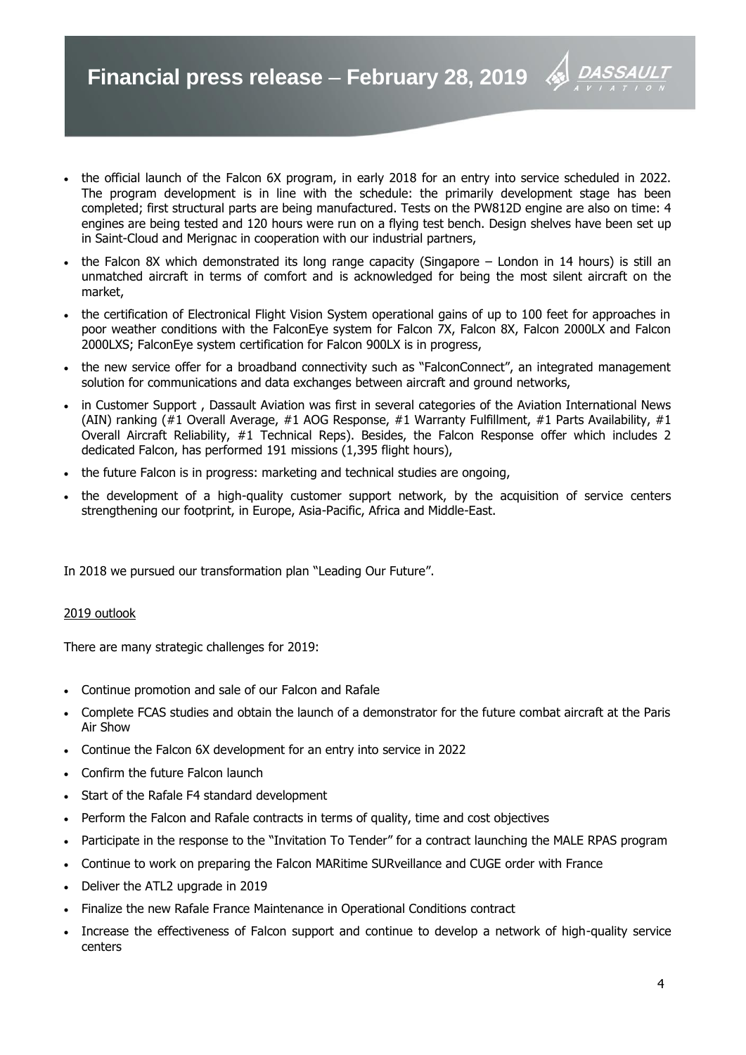- the official launch of the Falcon 6X program, in early 2018 for an entry into service scheduled in 2022. The program development is in line with the schedule: the primarily development stage has been completed; first structural parts are being manufactured. Tests on the PW812D engine are also on time: 4 engines are being tested and 120 hours were run on a flying test bench. Design shelves have been set up in Saint-Cloud and Merignac in cooperation with our industrial partners,
- the Falcon 8X which demonstrated its long range capacity (Singapore – London in 14 hours) is still an unmatched aircraft in terms of comfort and is acknowledged for being the most silent aircraft on the market,
- the certification of Electronical Flight Vision System operational gains of up to 100 feet for approaches in poor weather conditions with the FalconEye system for Falcon 7X, Falcon 8X, Falcon 2000LX and Falcon 2000LXS; FalconEye system certification for Falcon 900LX is in progress,
- the new service offer for a broadband connectivity such as "FalconConnect", an integrated management solution for communications and data exchanges between aircraft and ground networks,
- in Customer Support , Dassault Aviation was first in several categories of the Aviation International News (AIN) ranking (#1 Overall Average, #1 AOG Response, #1 Warranty Fulfillment, #1 Parts Availability, #1 Overall Aircraft Reliability, #1 Technical Reps). Besides, the Falcon Response offer which includes 2 dedicated Falcon, has performed 191 missions (1,395 flight hours),
- the future Falcon is in progress: marketing and technical studies are ongoing,
- the development of a high-quality customer support network, by the acquisition of service centers strengthening our footprint, in Europe, Asia-Pacific, Africa and Middle-East.

In 2018 we pursued our transformation plan "Leading Our Future".

2019 outlook

There are many strategic challenges for 2019:

- Continue promotion and sale of our Falcon and Rafale
- Complete FCAS studies and obtain the launch of a demonstrator for the future combat aircraft at the Paris Air Show
- Continue the Falcon 6X development for an entry into service in 2022
- Confirm the future Falcon launch
- Start of the Rafale F4 standard development
- Perform the Falcon and Rafale contracts in terms of quality, time and cost objectives
- Participate in the response to the "Invitation To Tender" for a contract launching the MALE RPAS program
- Continue to work on preparing the Falcon MARitime SURveillance and CUGE order with France
- Deliver the ATL2 upgrade in 2019
- Finalize the new Rafale France Maintenance in Operational Conditions contract
- Increase the effectiveness of Falcon support and continue to develop a network of high-quality service centers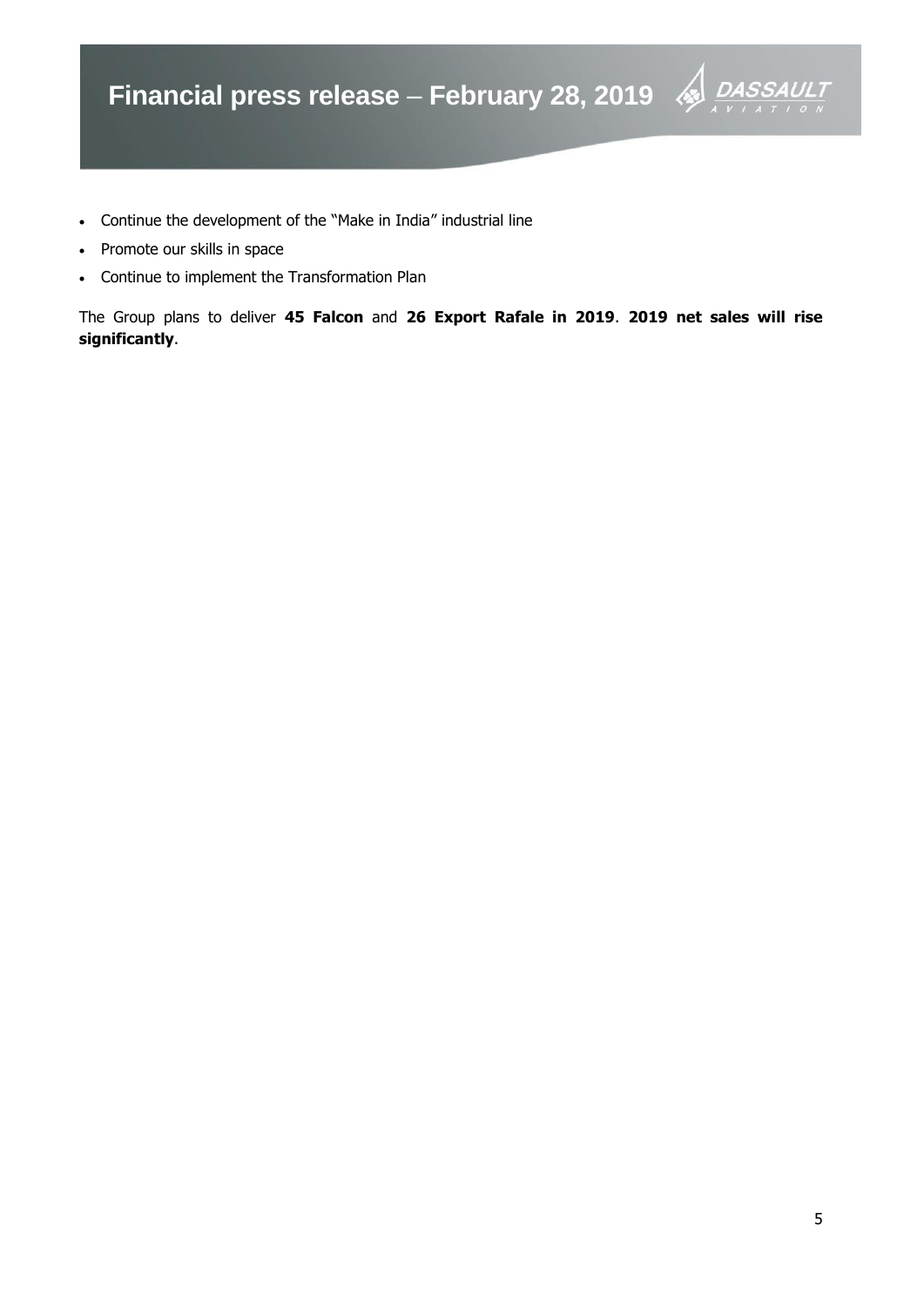- Continue the development of the "Make in India" industrial line
- Promote our skills in space
- Continue to implement the Transformation Plan

The Group plans to deliver **45 Falcon** and **26 Export Rafale in 2019**. **2019 net sales will rise significantly**.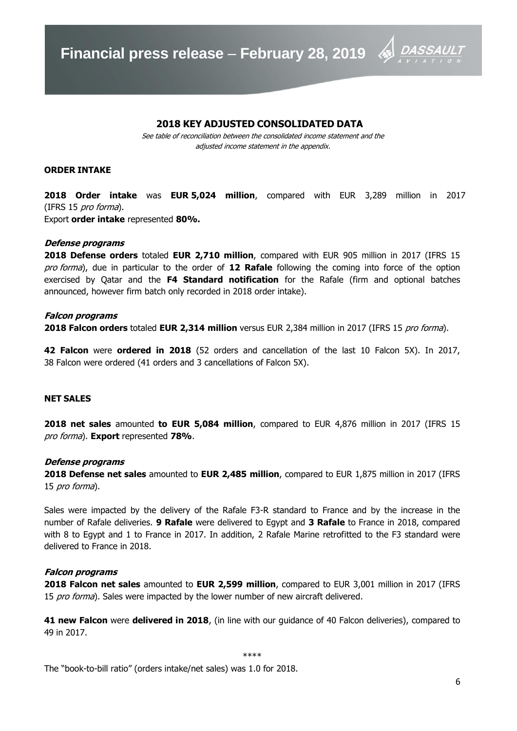# 2018 KEY ADJUSTED CONSOLIDATED DATA

*See table of reconciliation between the consolidated income statement and the adjusted income statement in the appendix.*

## ORDER INTAKE

**2018 Order intake** was **EUR 5,024 million**, compared with EUR 3,289 million in 2017 (IFRS 15 *pro forma*).
Export **order intake** represented **80%.**

### *Defense programs*

**2018 Defense orders** totaled **EUR 2,710 million**, compared with EUR 905 million in 2017 (IFRS 15 *pro forma*), due in particular to the order of **12 Rafale** following the coming into force of the option exercised by Qatar and the **F4 Standard notification** for the Rafale (firm and optional batches announced, however firm batch only recorded in 2018 order intake).

### *Falcon programs*

**2018 Falcon orders** totaled **EUR 2,314 million** versus EUR 2,384 million in 2017 (IFRS 15 *pro forma*).

**42 Falcon** were **ordered in 2018** (52 orders and cancellation of the last 10 Falcon 5X). In 2017, 38 Falcon were ordered (41 orders and 3 cancellations of Falcon 5X).

## NET SALES

**2018 net sales** amounted **to EUR 5,084 million**, compared to EUR 4,876 million in 2017 (IFRS 15 *pro forma*). **Export** represented **78%**.

### *Defense programs*

**2018 Defense net sales** amounted to **EUR 2,485 million**, compared to EUR 1,875 million in 2017 (IFRS 15 *pro forma*).

Sales were impacted by the delivery of the Rafale F3-R standard to France and by the increase in the number of Rafale deliveries. **9 Rafale** were delivered to Egypt and **3 Rafale** to France in 2018, compared with 8 to Egypt and 1 to France in 2017. In addition, 2 Rafale Marine retrofitted to the F3 standard were delivered to France in 2018.

### *Falcon programs*

**2018 Falcon net sales** amounted to **EUR 2,599 million**, compared to EUR 3,001 million in 2017 (IFRS 15 *pro forma*). Sales were impacted by the lower number of new aircraft delivered.

**41 new Falcon** were **delivered in 2018**, (in line with our guidance of 40 Falcon deliveries), compared to 49 in 2017.

\*\*\*\*

The "book-to-bill ratio" (orders intake/net sales) was 1.0 for 2018.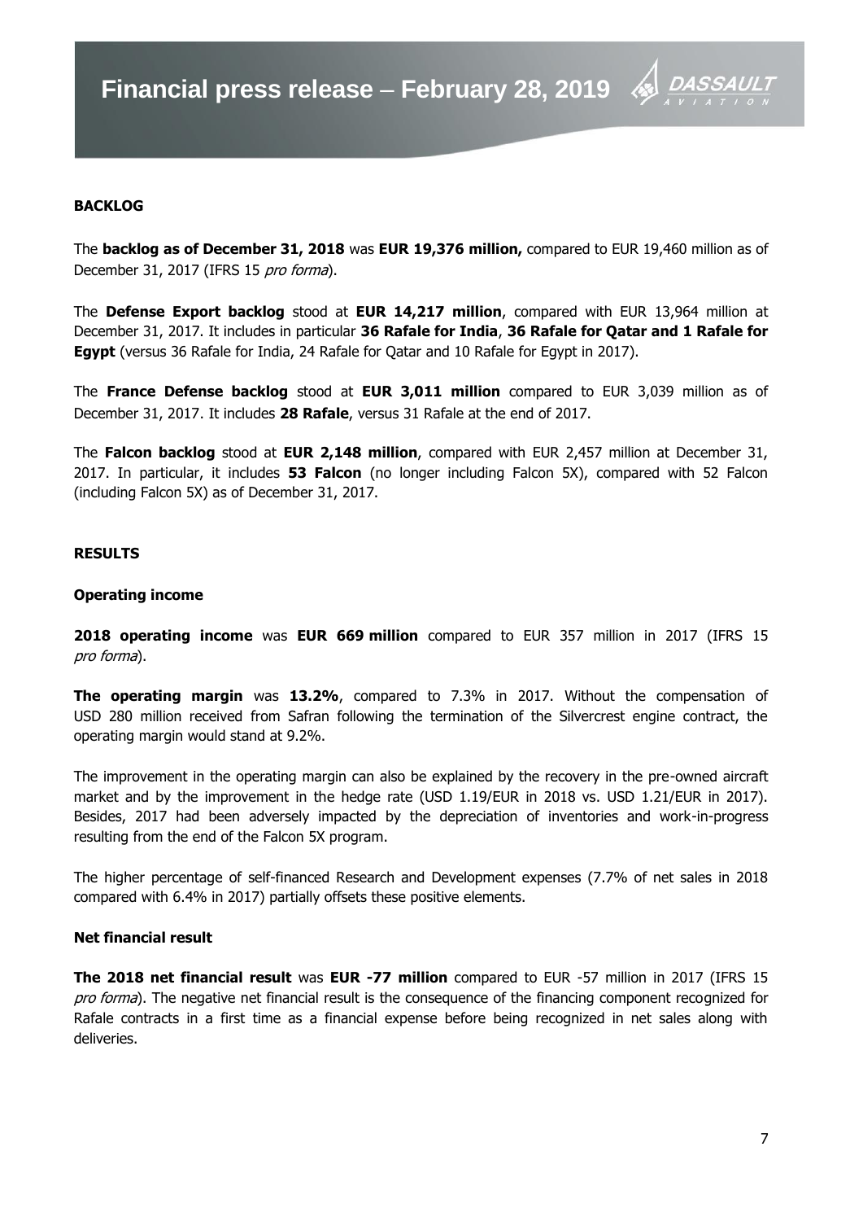## BACKLOG

The **backlog as of December 31, 2018** was **EUR 19,376 million,** compared to EUR 19,460 million as of December 31, 2017 (IFRS 15 *pro forma*).

The **Defense Export backlog** stood at **EUR 14,217 million**, compared with EUR 13,964 million at December 31, 2017. It includes in particular **36 Rafale for India**, **36 Rafale for Qatar and 1 Rafale for Egypt** (versus 36 Rafale for India, 24 Rafale for Qatar and 10 Rafale for Egypt in 2017).

The **France Defense backlog** stood at **EUR 3,011 million** compared to EUR 3,039 million as of December 31, 2017. It includes **28 Rafale**, versus 31 Rafale at the end of 2017.

The **Falcon backlog** stood at **EUR 2,148 million**, compared with EUR 2,457 million at December 31, 2017. In particular, it includes **53 Falcon** (no longer including Falcon 5X), compared with 52 Falcon (including Falcon 5X) as of December 31, 2017.

## RESULTS

### Operating income

**2018 operating income** was **EUR 669 million** compared to EUR 357 million in 2017 (IFRS 15 *pro forma*).

**The operating margin** was **13.2%**, compared to 7.3% in 2017. Without the compensation of USD 280 million received from Safran following the termination of the Silvercrest engine contract, the operating margin would stand at 9.2%.

The improvement in the operating margin can also be explained by the recovery in the pre-owned aircraft market and by the improvement in the hedge rate (USD 1.19/EUR in 2018 vs. USD 1.21/EUR in 2017). Besides, 2017 had been adversely impacted by the depreciation of inventories and work-in-progress resulting from the end of the Falcon 5X program.

The higher percentage of self-financed Research and Development expenses (7.7% of net sales in 2018 compared with 6.4% in 2017) partially offsets these positive elements.

### Net financial result

**The 2018 net financial result** was **EUR -77 million** compared to EUR -57 million in 2017 (IFRS 15 *pro forma*). The negative net financial result is the consequence of the financing component recognized for Rafale contracts in a first time as a financial expense before being recognized in net sales along with deliveries.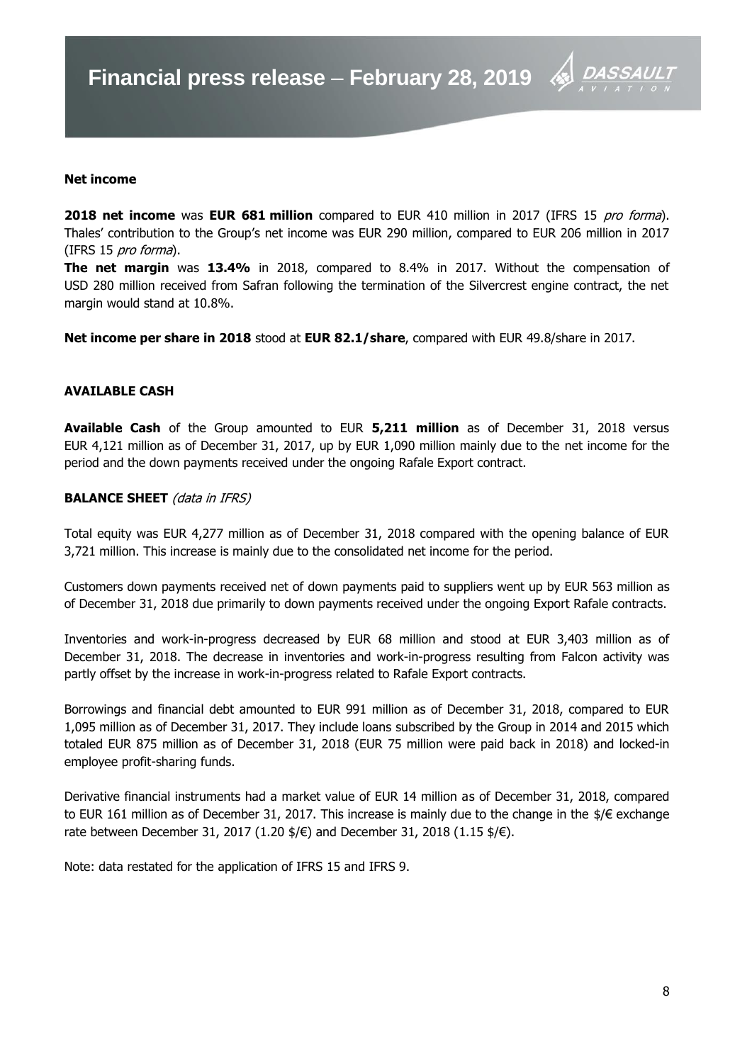**Net income**

**2018 net income** was **EUR 681 million** compared to EUR 410 million in 2017 (IFRS 15 *pro forma*). Thales' contribution to the Group's net income was EUR 290 million, compared to EUR 206 million in 2017 (IFRS 15 *pro forma*).

**The net margin** was **13.4%** in 2018, compared to 8.4% in 2017. Without the compensation of USD 280 million received from Safran following the termination of the Silvercrest engine contract, the net margin would stand at 10.8%.

**Net income per share in 2018** stood at **EUR 82.1/share**, compared with EUR 49.8/share in 2017.

**AVAILABLE CASH**

**Available Cash** of the Group amounted to EUR **5,211 million** as of December 31, 2018 versus EUR 4,121 million as of December 31, 2017, up by EUR 1,090 million mainly due to the net income for the period and the down payments received under the ongoing Rafale Export contract.

**BALANCE SHEET** *(data in IFRS)*

Total equity was EUR 4,277 million as of December 31, 2018 compared with the opening balance of EUR 3,721 million. This increase is mainly due to the consolidated net income for the period.

Customers down payments received net of down payments paid to suppliers went up by EUR 563 million as of December 31, 2018 due primarily to down payments received under the ongoing Export Rafale contracts.

Inventories and work-in-progress decreased by EUR 68 million and stood at EUR 3,403 million as of December 31, 2018. The decrease in inventories and work-in-progress resulting from Falcon activity was partly offset by the increase in work-in-progress related to Rafale Export contracts.

Borrowings and financial debt amounted to EUR 991 million as of December 31, 2018, compared to EUR 1,095 million as of December 31, 2017. They include loans subscribed by the Group in 2014 and 2015 which totaled EUR 875 million as of December 31, 2018 (EUR 75 million were paid back in 2018) and locked-in employee profit-sharing funds.

Derivative financial instruments had a market value of EUR 14 million as of December 31, 2018, compared to EUR 161 million as of December 31, 2017. This increase is mainly due to the change in the $/€ exchange rate between December 31, 2017 (1.20 $/€) and December 31, 2018 (1.15 $/€).

Note: data restated for the application of IFRS 15 and IFRS 9.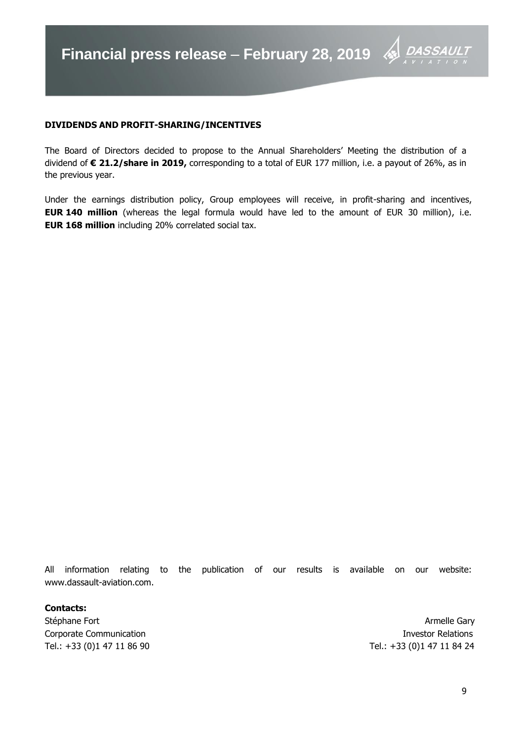## DIVIDENDS AND PROFIT-SHARING/INCENTIVES

The Board of Directors decided to propose to the Annual Shareholders' Meeting the distribution of a dividend of **€ 21.2/share in 2019,** corresponding to a total of EUR 177 million, i.e. a payout of 26%, as in the previous year.

Under the earnings distribution policy, Group employees will receive, in profit-sharing and incentives, **EUR 140 million** (whereas the legal formula would have led to the amount of EUR 30 million), i.e. **EUR 168 million** including 20% correlated social tax.

All information relating to the publication of our results is available on our website: www.dassault-aviation.com.

**Contacts:**

Stéphane Fort
Corporate Communication
Tel.: +33 (0)1 47 11 86 90

Armelle Gary
Investor Relations
Tel.: +33 (0)1 47 11 84 24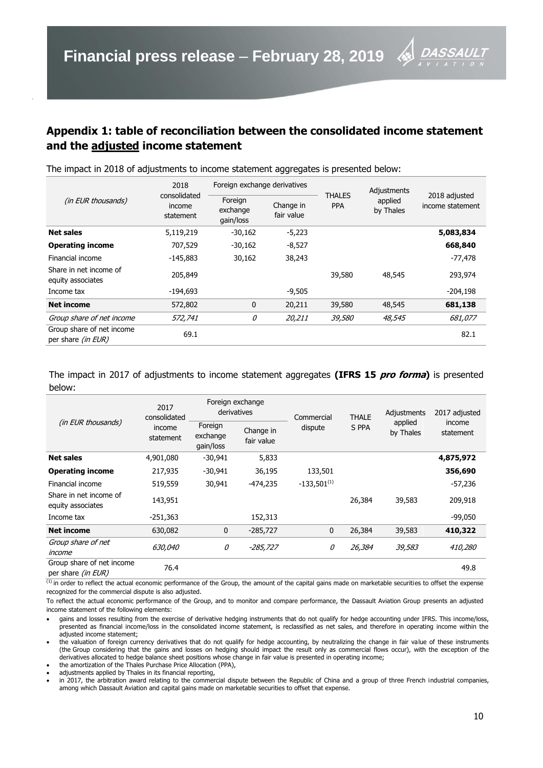## Appendix 1: table of reconciliation between the consolidated income statement and the adjusted income statement

The impact in 2018 of adjustments to income statement aggregates is presented below:

| *(in EUR thousands)* | 2018 consolidated income statement | Foreign exchange derivatives | | THALES PPA | Adjustments applied by Thales | 2018 adjusted income statement |
|---|---|---|---|---|---|---|
| | | Foreign exchange gain/loss | Change in fair value | | | |
| **Net sales** | 5,119,219 | -30,162 | -5,223 | | | **5,083,834** |
| **Operating income** | 707,529 | -30,162 | -8,527 | | | **668,840** |
| Financial income | -145,883 | 30,162 | 38,243 | | | -77,478 |
| Share in net income of equity associates | 205,849 | | | 39,580 | 48,545 | 293,974 |
| Income tax | -194,693 | | -9,505 | | | -204,198 |
| **Net income** | 572,802 | 0 | 20,211 | 39,580 | 48,545 | **681,138** |
| *Group share of net income* | *572,741* | *0* | *20,211* | *39,580* | *48,545* | *681,077* |
| Group share of net income per share *(in EUR)* | 69.1 | | | | | 82.1 |

The impact in 2017 of adjustments to income statement aggregates **(IFRS 15 *pro forma*)** is presented below:

| *(in EUR thousands)* | 2017 consolidated income statement | Foreign exchange derivatives | | Commercial dispute | THALES PPA | Adjustments applied by Thales | 2017 adjusted income statement |
|---|---|---|---|---|---|---|---|
| | | Foreign exchange gain/loss | Change in fair value | | | | |
| **Net sales** | 4,901,080 | -30,941 | 5,833 | | | | **4,875,972** |
| **Operating income** | 217,935 | -30,941 | 36,195 | 133,501 | | | **356,690** |
| Financial income | 519,559 | 30,941 | -474,235 | -133,501[(1)] | | | -57,236 |
| Share in net income of equity associates | 143,951 | | | | 26,384 | 39,583 | 209,918 |
| Income tax | -251,363 | | 152,313 | | | | -99,050 |
| **Net income** | 630,082 | 0 | -285,727 | 0 | 26,384 | 39,583 | **410,322** |
| *Group share of net income* | *630,040* | *0* | *-285,727* | *0* | *26,384* | *39,583* | *410,280* |
| Group share of net income per share *(in EUR)* | 76.4 | | | | | | 49.8 |

(1) in order to reflect the actual economic performance of the Group, the amount of the capital gains made on marketable securities to offset the expense recognized for the commercial dispute is also adjusted.

To reflect the actual economic performance of the Group, and to monitor and compare performance, the Dassault Aviation Group presents an adjusted income statement of the following elements:

- gains and losses resulting from the exercise of derivative hedging instruments that do not qualify for hedge accounting under IFRS. This income/loss, presented as financial income/loss in the consolidated income statement, is reclassified as net sales, and therefore in operating income within the adjusted income statement;
- the valuation of foreign currency derivatives that do not qualify for hedge accounting, by neutralizing the change in fair value of these instruments (the Group considering that the gains and losses on hedging should impact the result only as commercial flows occur), with the exception of the derivatives allocated to hedge balance sheet positions whose change in fair value is presented in operating income;
- the amortization of the Thales Purchase Price Allocation (PPA),
- adjustments applied by Thales in its financial reporting,
- in 2017, the arbitration award relating to the commercial dispute between the Republic of China and a group of three French industrial companies, among which Dassault Aviation and capital gains made on marketable securities to offset that expense.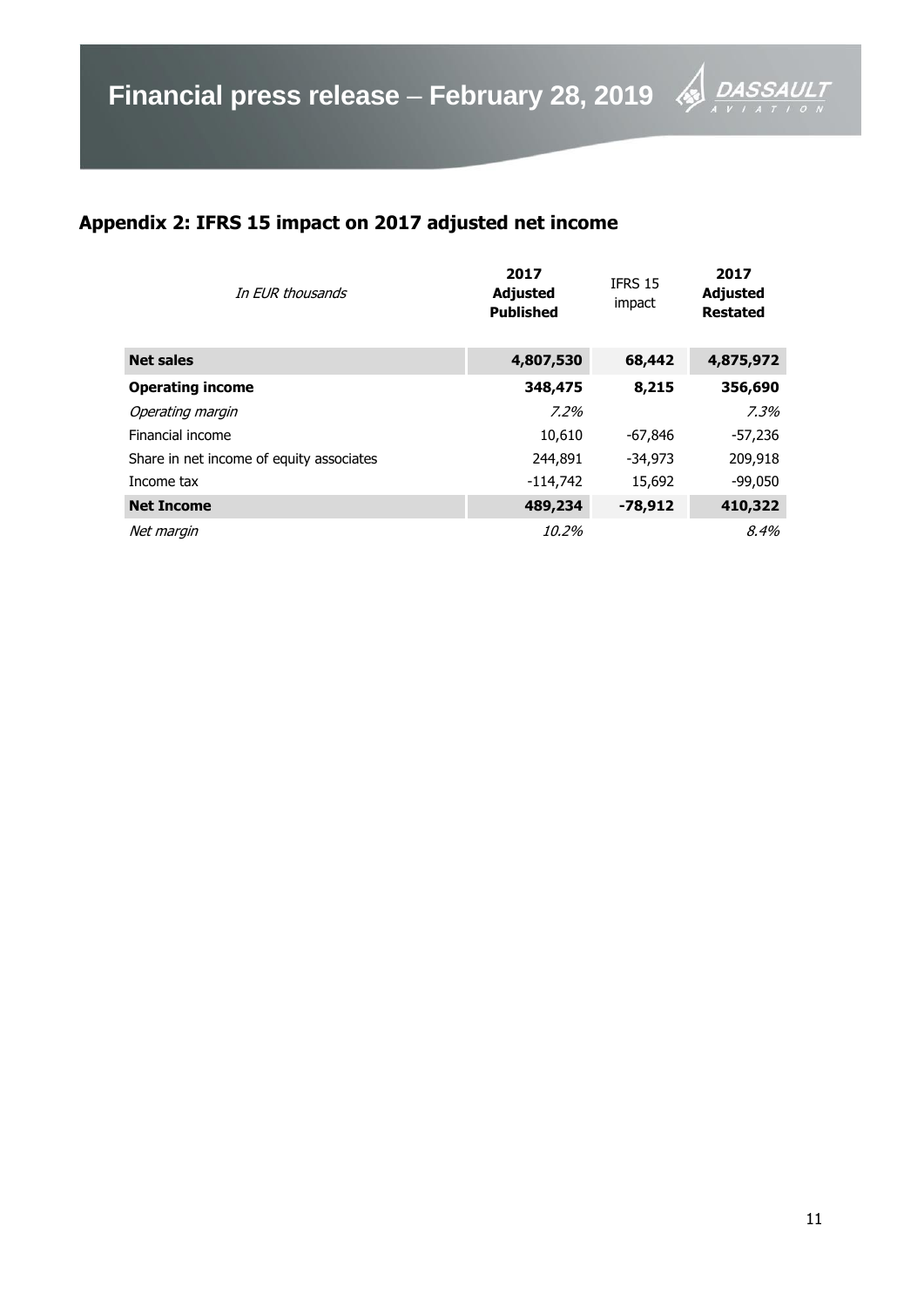## Appendix 2: IFRS 15 impact on 2017 adjusted net income

| *In EUR thousands* | **2017 Adjusted Published** | IFRS 15 impact | **2017 Adjusted Restated** |
|---|---|---|---|
| **Net sales** | **4,807,530** | **68,442** | **4,875,972** |
| **Operating income** | **348,475** | **8,215** | **356,690** |
| *Operating margin* | *7.2%* | | *7.3%* |
| Financial income | 10,610 | -67,846 | -57,236 |
| Share in net income of equity associates | 244,891 | -34,973 | 209,918 |
| Income tax | -114,742 | 15,692 | -99,050 |
| **Net Income** | **489,234** | **-78,912** | **410,322** |
| *Net margin* | *10.2%* | | *8.4%* |